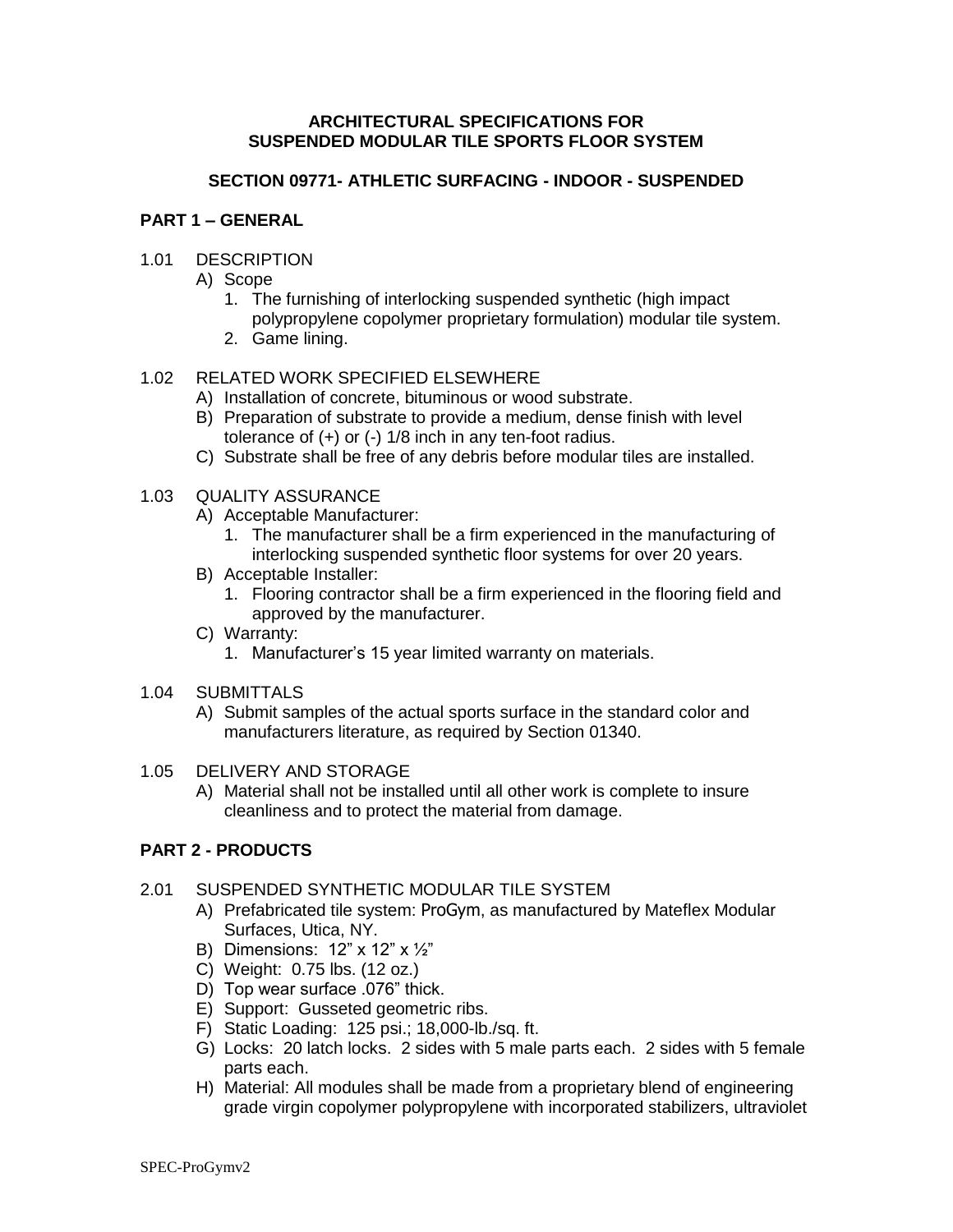**ARCHITECTURAL SPECIFICATIONS FOR SUSPENDED MODULAR TILE SPORTS FLOOR SYSTEM**

**SECTION 09771- ATHLETIC SURFACING - INDOOR - SUSPENDED**

## PART 1 – GENERAL

1.01 DESCRIPTION

A) Scope

1. The furnishing of interlocking suspended synthetic (high impact polypropylene copolymer proprietary formulation) modular tile system.
2. Game lining.

1.02 RELATED WORK SPECIFIED ELSEWHERE

A) Installation of concrete, bituminous or wood substrate.

B) Preparation of substrate to provide a medium, dense finish with level tolerance of (+) or (-) 1/8 inch in any ten-foot radius.

C) Substrate shall be free of any debris before modular tiles are installed.

1.03 QUALITY ASSURANCE

A) Acceptable Manufacturer:

1. The manufacturer shall be a firm experienced in the manufacturing of interlocking suspended synthetic floor systems for over 20 years.

B) Acceptable Installer:

1. Flooring contractor shall be a firm experienced in the flooring field and approved by the manufacturer.

C) Warranty:

1. Manufacturer's 15 year limited warranty on materials.

1.04 SUBMITTALS

A) Submit samples of the actual sports surface in the standard color and manufacturers literature, as required by Section 01340.

1.05 DELIVERY AND STORAGE

A) Material shall not be installed until all other work is complete to insure cleanliness and to protect the material from damage.

## PART 2 - PRODUCTS

2.01 SUSPENDED SYNTHETIC MODULAR TILE SYSTEM

A) Prefabricated tile system: ProGym, as manufactured by Mateflex Modular Surfaces, Utica, NY.

B) Dimensions: 12" x 12" x ½"

C) Weight: 0.75 lbs. (12 oz.)

D) Top wear surface .076" thick.

E) Support: Gusseted geometric ribs.

F) Static Loading: 125 psi.; 18,000-lb./sq. ft.

G) Locks: 20 latch locks. 2 sides with 5 male parts each. 2 sides with 5 female parts each.

H) Material: All modules shall be made from a proprietary blend of engineering grade virgin copolymer polypropylene with incorporated stabilizers, ultraviolet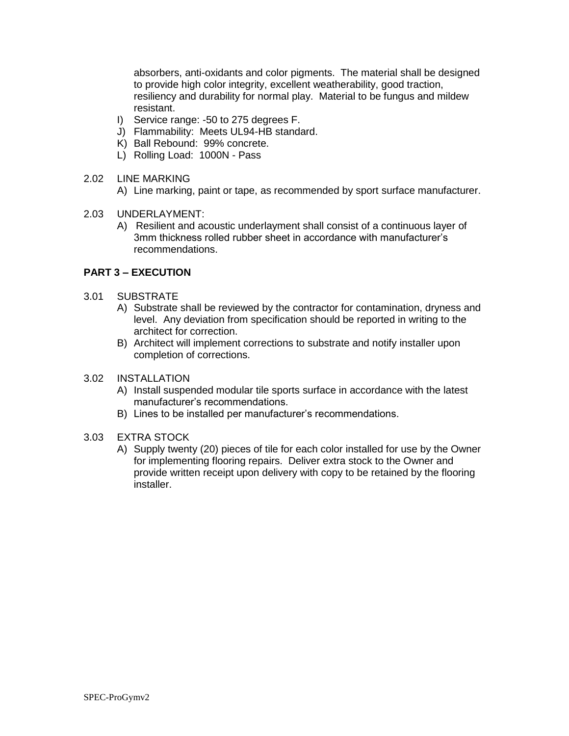absorbers, anti-oxidants and color pigments. The material shall be designed to provide high color integrity, excellent weatherability, good traction, resiliency and durability for normal play. Material to be fungus and mildew resistant.

I) Service range: -50 to 275 degrees F.
J) Flammability: Meets UL94-HB standard.
K) Ball Rebound: 99% concrete.
L) Rolling Load: 1000N - Pass

2.02 LINE MARKING

A) Line marking, paint or tape, as recommended by sport surface manufacturer.

2.03 UNDERLAYMENT:

A) Resilient and acoustic underlayment shall consist of a continuous layer of 3mm thickness rolled rubber sheet in accordance with manufacturer's recommendations.

**PART 3 – EXECUTION**

3.01 SUBSTRATE

A) Substrate shall be reviewed by the contractor for contamination, dryness and level. Any deviation from specification should be reported in writing to the architect for correction.
B) Architect will implement corrections to substrate and notify installer upon completion of corrections.

3.02 INSTALLATION

A) Install suspended modular tile sports surface in accordance with the latest manufacturer's recommendations.
B) Lines to be installed per manufacturer's recommendations.

3.03 EXTRA STOCK

A) Supply twenty (20) pieces of tile for each color installed for use by the Owner for implementing flooring repairs. Deliver extra stock to the Owner and provide written receipt upon delivery with copy to be retained by the flooring installer.